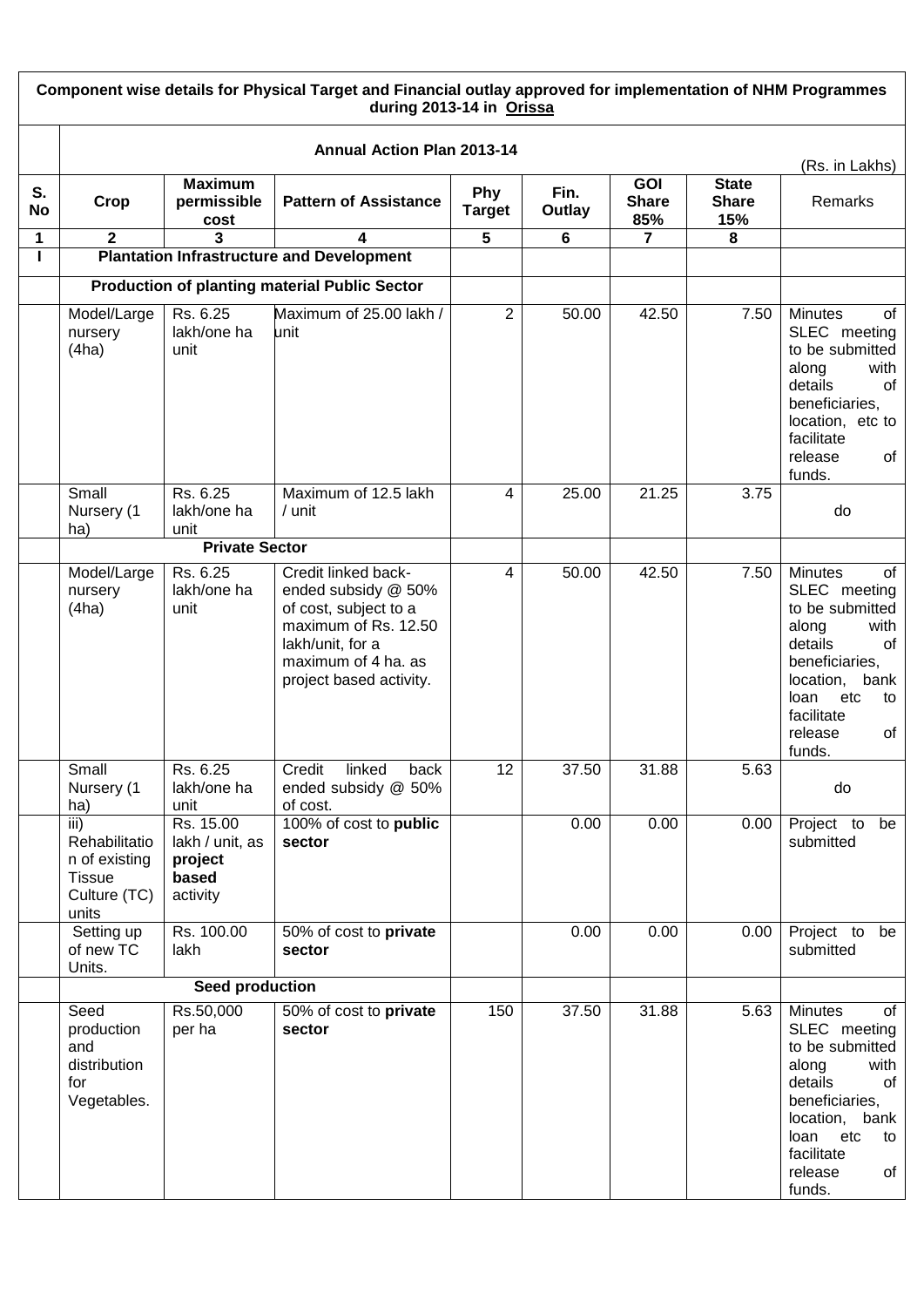**Component wise details for Physical Target and Financial outlay approved for implementation of NHM Programmes during 2013-14 in Orissa**

**Annual Action Plan 2013-14**

(Rs. in Lakhs)

| S. No | Crop | Maximum permissible cost | Pattern of Assistance | Phy Target | Fin. Outlay | GOI Share 85% | State Share 15% | Remarks |
|---|---|---|---|---|---|---|---|---|
| 1 | 2 | 3 | 4 | 5 | 6 | 7 | 8 | |
| I | **Plantation Infrastructure and Development** | | | | | | | |
| | **Production of planting material Public Sector** | | | | | | | |
| | Model/Large nursery (4ha) | Rs. 6.25 lakh/one ha unit | Maximum of 25.00 lakh / unit | 2 | 50.00 | 42.50 | 7.50 | Minutes of SLEC meeting to be submitted along with details of beneficiaries, location, etc to facilitate release of funds. |
| | Small Nursery (1 ha) | Rs. 6.25 lakh/one ha unit | Maximum of 12.5 lakh / unit | 4 | 25.00 | 21.25 | 3.75 | do |
| | **Private Sector** | | | | | | | |
| | Model/Large nursery (4ha) | Rs. 6.25 lakh/one ha unit | Credit linked back-ended subsidy @ 50% of cost, subject to a maximum of Rs. 12.50 lakh/unit, for a maximum of 4 ha. as project based activity. | 4 | 50.00 | 42.50 | 7.50 | Minutes of SLEC meeting to be submitted along with details of beneficiaries, location, bank loan etc to facilitate release of funds. |
| | Small Nursery (1 ha) | Rs. 6.25 lakh/one ha unit | Credit linked back ended subsidy @ 50% of cost. | 12 | 37.50 | 31.88 | 5.63 | do |
| | iii) Rehabilitation of existing Tissue Culture (TC) units | Rs. 15.00 lakh / unit, as **project based activity** | 100% of cost to **public sector** | | 0.00 | 0.00 | 0.00 | Project to be submitted |
| | Setting up of new TC Units. | Rs. 100.00 lakh | 50% of cost to **private sector** | | 0.00 | 0.00 | 0.00 | Project to be submitted |
| | **Seed production** | | | | | | | |
| | Seed production and distribution for Vegetables. | Rs.50,000 per ha | 50% of cost to **private sector** | 150 | 37.50 | 31.88 | 5.63 | Minutes of SLEC meeting to be submitted along with details of beneficiaries, location, bank loan etc to facilitate release of funds. |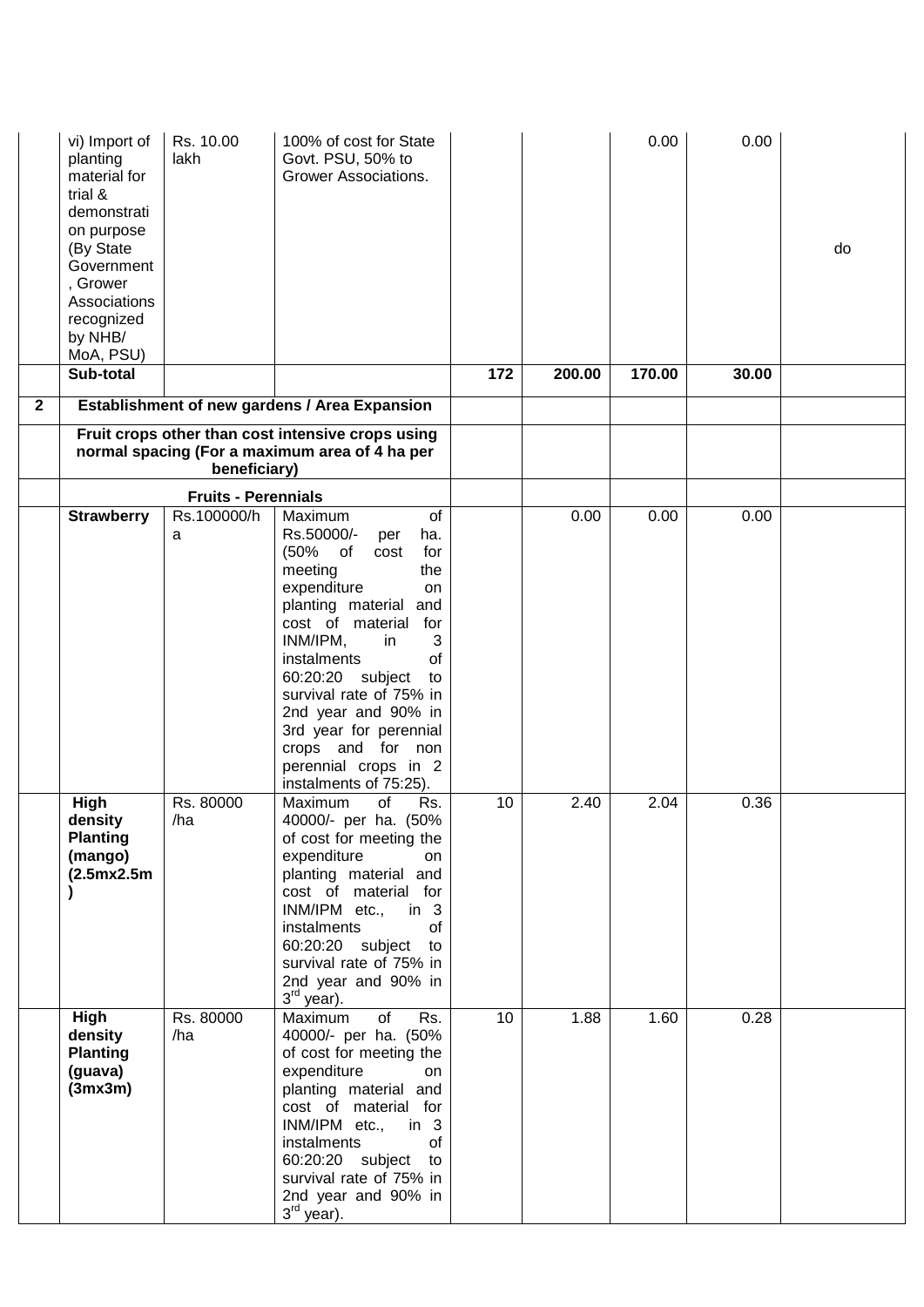| | | | | | | | | |
|---|---|---|---|---|---|---|---|---|
| | vi) Import of planting material for trial & demonstration purpose (By State Government, Grower Associations recognized by NHB/ MoA, PSU) | Rs. 10.00 lakh | 100% of cost for State Govt. PSU, 50% to Grower Associations. | | | 0.00 | 0.00 | do |
| | **Sub-total** | | | **172** | **200.00** | **170.00** | **30.00** | |
| **2** | **Establishment of new gardens / Area Expansion** | | | | | | | |
| | **Fruit crops other than cost intensive crops using normal spacing (For a maximum area of 4 ha per beneficiary)** | | | | | | | |
| | **Fruits - Perennials** | | | | | | | |
| | **Strawberry** | Rs.100000/ha | Maximum of Rs.50000/- per ha. (50% of cost for meeting the expenditure on planting material and cost of material for INM/IPM, in 3 instalments of 60:20:20 subject to survival rate of 75% in 2nd year and 90% in 3rd year for perennial crops and for non perennial crops in 2 instalments of 75:25). | | 0.00 | 0.00 | 0.00 | |
| | **High density Planting (mango) (2.5mx2.5m)** | Rs. 80000 /ha | Maximum of Rs. 40000/- per ha. (50% of cost for meeting the expenditure on planting material and cost of material for INM/IPM etc., in 3 instalments of 60:20:20 subject to survival rate of 75% in 2nd year and 90% in 3rd year). | 10 | 2.40 | 2.04 | 0.36 | |
| | **High density Planting (guava) (3mx3m)** | Rs. 80000 /ha | Maximum of Rs. 40000/- per ha. (50% of cost for meeting the expenditure on planting material and cost of material for INM/IPM etc., in 3 instalments of 60:20:20 subject to survival rate of 75% in 2nd year and 90% in 3rd year). | 10 | 1.88 | 1.60 | 0.28 | |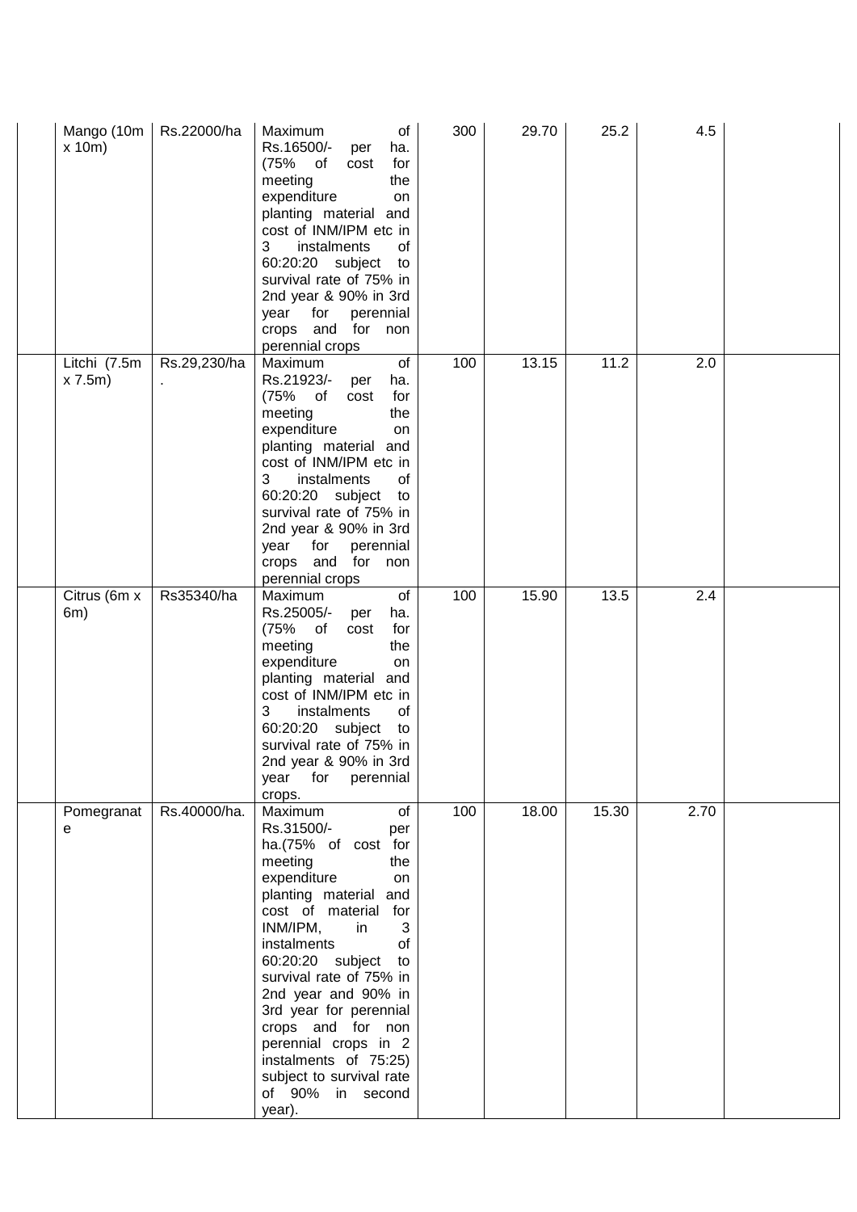| | | | | | | | | |
|---|---|---|---|---|---|---|---|---|
| | Mango (10m x 10m) | Rs.22000/ha | Maximum of Rs.16500/- per ha. (75% of cost for meeting the expenditure on planting material and cost of INM/IPM etc in 3 instalments of 60:20:20 subject to survival rate of 75% in 2nd year & 90% in 3rd year for perennial crops and for non perennial crops | 300 | 29.70 | 25.2 | 4.5 | |
| | Litchi (7.5m x 7.5m) | Rs.29,230/ha. | Maximum of Rs.21923/- per ha. (75% of cost for meeting the expenditure on planting material and cost of INM/IPM etc in 3 instalments of 60:20:20 subject to survival rate of 75% in 2nd year & 90% in 3rd year for perennial crops and for non perennial crops | 100 | 13.15 | 11.2 | 2.0 | |
| | Citrus (6m x 6m) | Rs35340/ha | Maximum of Rs.25005/- per ha. (75% of cost for meeting the expenditure on planting material and cost of INM/IPM etc in 3 instalments of 60:20:20 subject to survival rate of 75% in 2nd year & 90% in 3rd year for perennial crops. | 100 | 15.90 | 13.5 | 2.4 | |
| | Pomegranate | Rs.40000/ha. | Maximum of Rs.31500/- per ha.(75% of cost for meeting the expenditure on planting material and cost of material for INM/IPM, in 3 instalments of 60:20:20 subject to survival rate of 75% in 2nd year and 90% in 3rd year for perennial crops and for non perennial crops in 2 instalments of 75:25) subject to survival rate of 90% in second year). | 100 | 18.00 | 15.30 | 2.70 | |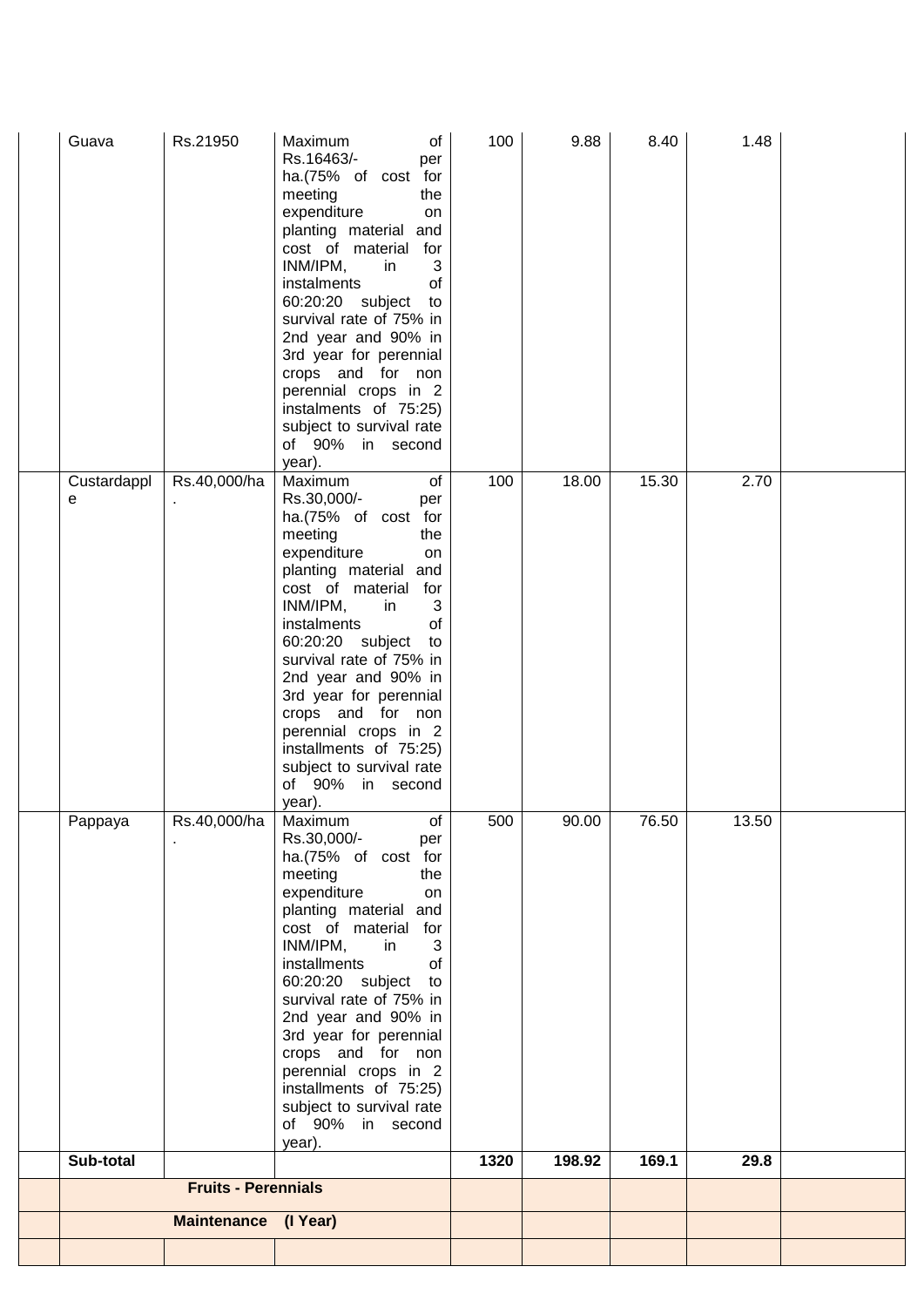| | | | | | | | | |
|---|---|---|---|---|---|---|---|---|
| | Guava | Rs.21950 | Maximum of Rs.16463/- per ha.(75% of cost for meeting the expenditure on planting material and cost of material for INM/IPM, in 3 instalments of 60:20:20 subject to survival rate of 75% in 2nd year and 90% in 3rd year for perennial crops and for non perennial crops in 2 instalments of 75:25) subject to survival rate of 90% in second year). | 100 | 9.88 | 8.40 | 1.48 | |
| | Custardapple | Rs.40,000/ha. | Maximum of Rs.30,000/- per ha.(75% of cost for meeting the expenditure on planting material and cost of material for INM/IPM, in 3 instalments of 60:20:20 subject to survival rate of 75% in 2nd year and 90% in 3rd year for perennial crops and for non perennial crops in 2 installments of 75:25) subject to survival rate of 90% in second year). | 100 | 18.00 | 15.30 | 2.70 | |
| | Pappaya | Rs.40,000/ha. | Maximum of Rs.30,000/- per ha.(75% of cost for meeting the expenditure on planting material and cost of material for INM/IPM, in 3 installments of 60:20:20 subject to survival rate of 75% in 2nd year and 90% in 3rd year for perennial crops and for non perennial crops in 2 installments of 75:25) subject to survival rate of 90% in second year). | 500 | 90.00 | 76.50 | 13.50 | |
| | **Sub-total** | | | **1320** | **198.92** | **169.1** | **29.8** | |
| | **Fruits - Perennials** | | | | | | | |
| | **Maintenance (I Year)** | | | | | | | |
| | | | | | | | | |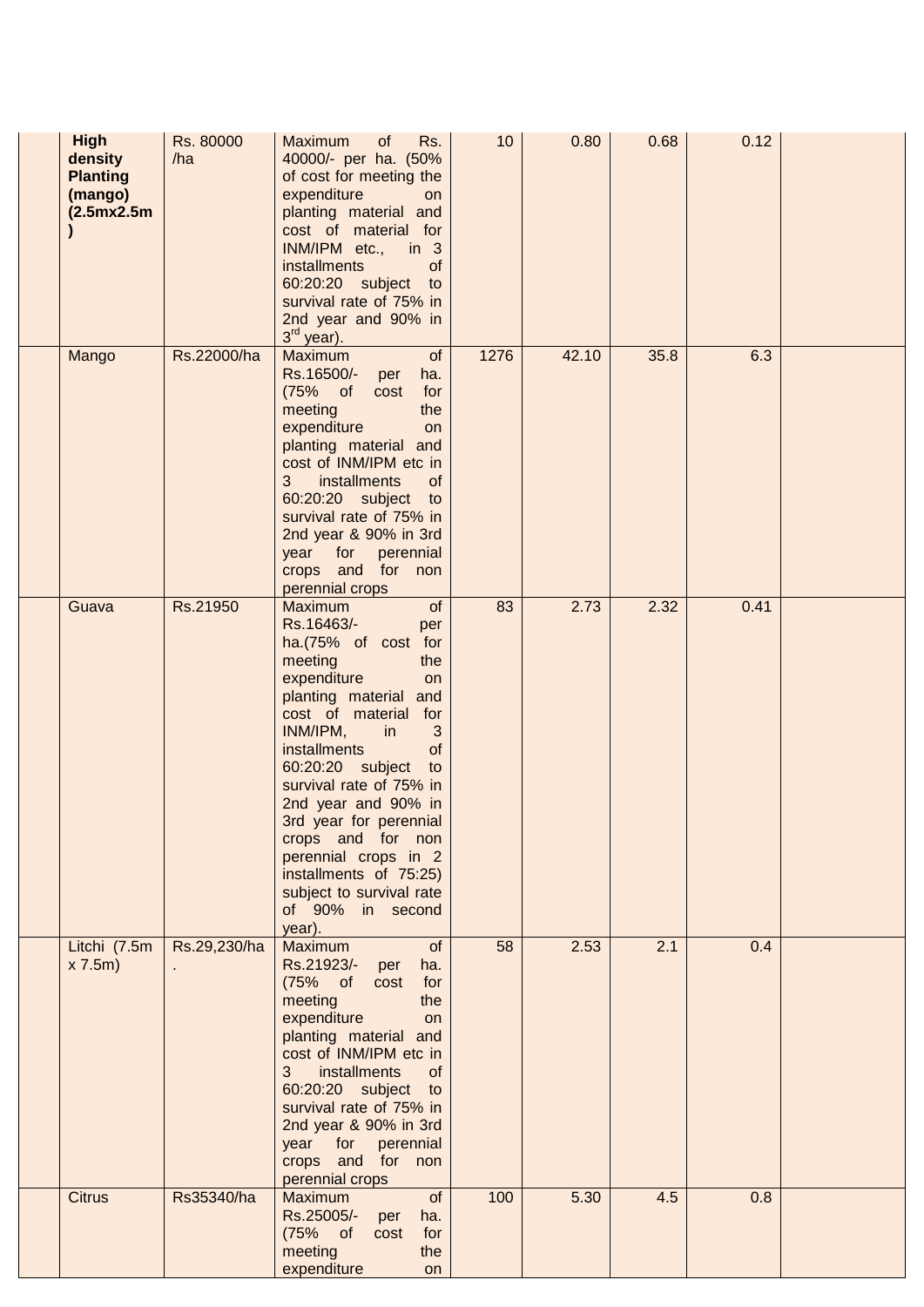| | | | | | | | | |
|---|---|---|---|---|---|---|---|---|
| | **High density Planting (mango) (2.5mx2.5m)** | Rs. 80000 /ha | Maximum of Rs. 40000/- per ha. (50% of cost for meeting the expenditure on planting material and cost of material for INM/IPM etc., in 3 installments of 60:20:20 subject to survival rate of 75% in 2nd year and 90% in 3rd year). | 10 | 0.80 | 0.68 | 0.12 | |
| | Mango | Rs.22000/ha | Maximum of Rs.16500/- per ha. (75% of cost for meeting the expenditure on planting material and cost of INM/IPM etc in 3 installments of 60:20:20 subject to survival rate of 75% in 2nd year & 90% in 3rd year for perennial crops and for non perennial crops | 1276 | 42.10 | 35.8 | 6.3 | |
| | Guava | Rs.21950 | Maximum of Rs.16463/- per ha.(75% of cost for meeting the expenditure on planting material and cost of material for INM/IPM, in 3 installments of 60:20:20 subject to survival rate of 75% in 2nd year and 90% in 3rd year for perennial crops and for non perennial crops in 2 installments of 75:25) subject to survival rate of 90% in second year). | 83 | 2.73 | 2.32 | 0.41 | |
| | Litchi (7.5m x 7.5m) | Rs.29,230/ha. | Maximum of Rs.21923/- per ha. (75% of cost for meeting the expenditure on planting material and cost of INM/IPM etc in 3 installments of 60:20:20 subject to survival rate of 75% in 2nd year & 90% in 3rd year for perennial crops and for non perennial crops | 58 | 2.53 | 2.1 | 0.4 | |
| | Citrus | Rs35340/ha | Maximum of Rs.25005/- per ha. (75% of cost for meeting the expenditure on | 100 | 5.30 | 4.5 | 0.8 | |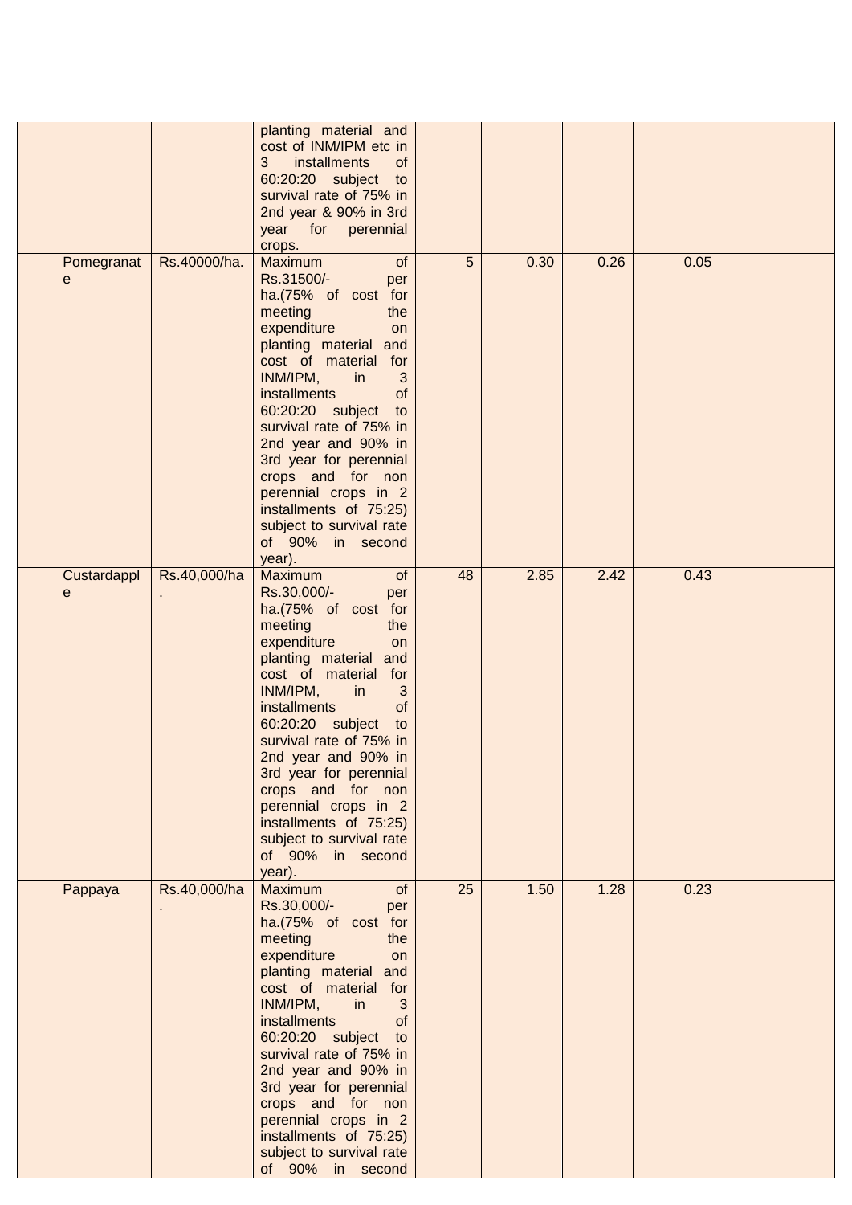| | | | | | | | | |
|---|---|---|---|---|---|---|---|---|
| | | | planting material and cost of INM/IPM etc in 3 installments of 60:20:20 subject to survival rate of 75% in 2nd year & 90% in 3rd year for perennial crops. | | | | | |
| | Pomegranate | Rs.40000/ha. | Maximum of Rs.31500/- per ha.(75% of cost for meeting the expenditure on planting material and cost of material for INM/IPM, in 3 installments of 60:20:20 subject to survival rate of 75% in 2nd year and 90% in 3rd year for perennial crops and for non perennial crops in 2 installments of 75:25) subject to survival rate of 90% in second year). | 5 | 0.30 | 0.26 | 0.05 | |
| | Custardapple | Rs.40,000/ha. | Maximum of Rs.30,000/- per ha.(75% of cost for meeting the expenditure on planting material and cost of material for INM/IPM, in 3 installments of 60:20:20 subject to survival rate of 75% in 2nd year and 90% in 3rd year for perennial crops and for non perennial crops in 2 installments of 75:25) subject to survival rate of 90% in second year). | 48 | 2.85 | 2.42 | 0.43 | |
| | Pappaya | Rs.40,000/ha. | Maximum of Rs.30,000/- per ha.(75% of cost for meeting the expenditure on planting material and cost of material for INM/IPM, in 3 installments of 60:20:20 subject to survival rate of 75% in 2nd year and 90% in 3rd year for perennial crops and for non perennial crops in 2 installments of 75:25) subject to survival rate of 90% in second | 25 | 1.50 | 1.28 | 0.23 | |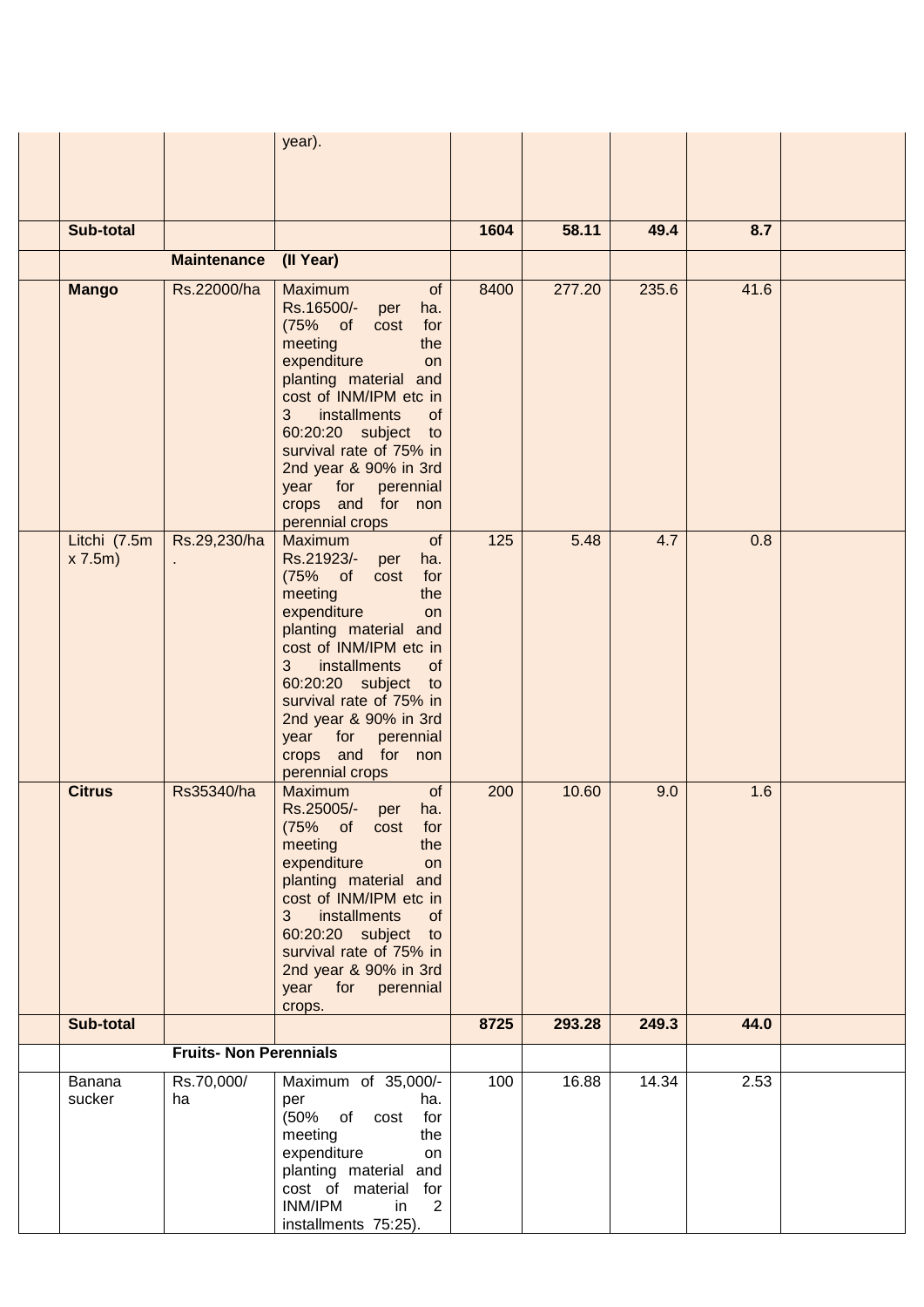| | | | | | | | | |
|---|---|---|---|---|---|---|---|---|
| | | | year). | | | | | |
| | **Sub-total** | | | **1604** | **58.11** | **49.4** | **8.7** | |
| | | **Maintenance** | **(II Year)** | | | | | |
| | **Mango** | Rs.22000/ha | Maximum of Rs.16500/- per ha. (75% of cost for meeting the expenditure on planting material and cost of INM/IPM etc in 3 installments of 60:20:20 subject to survival rate of 75% in 2nd year & 90% in 3rd year for perennial crops and for non perennial crops | 8400 | 277.20 | 235.6 | 41.6 | |
| | Litchi (7.5m x 7.5m) | Rs.29,230/ha. | Maximum of Rs.21923/- per ha. (75% of cost for meeting the expenditure on planting material and cost of INM/IPM etc in 3 installments of 60:20:20 subject to survival rate of 75% in 2nd year & 90% in 3rd year for perennial crops and for non perennial crops | 125 | 5.48 | 4.7 | 0.8 | |
| | **Citrus** | Rs35340/ha | Maximum of Rs.25005/- per ha. (75% of cost for meeting the expenditure on planting material and cost of INM/IPM etc in 3 installments of 60:20:20 subject to survival rate of 75% in 2nd year & 90% in 3rd year for perennial crops. | 200 | 10.60 | 9.0 | 1.6 | |
| | **Sub-total** | | | **8725** | **293.28** | **249.3** | **44.0** | |
| | | **Fruits- Non Perennials** | | | | | | |
| | Banana sucker | Rs.70,000/ha | Maximum of 35,000/- per ha. (50% of cost for meeting the expenditure on planting material and cost of material for INM/IPM in 2 installments 75:25). | 100 | 16.88 | 14.34 | 2.53 | |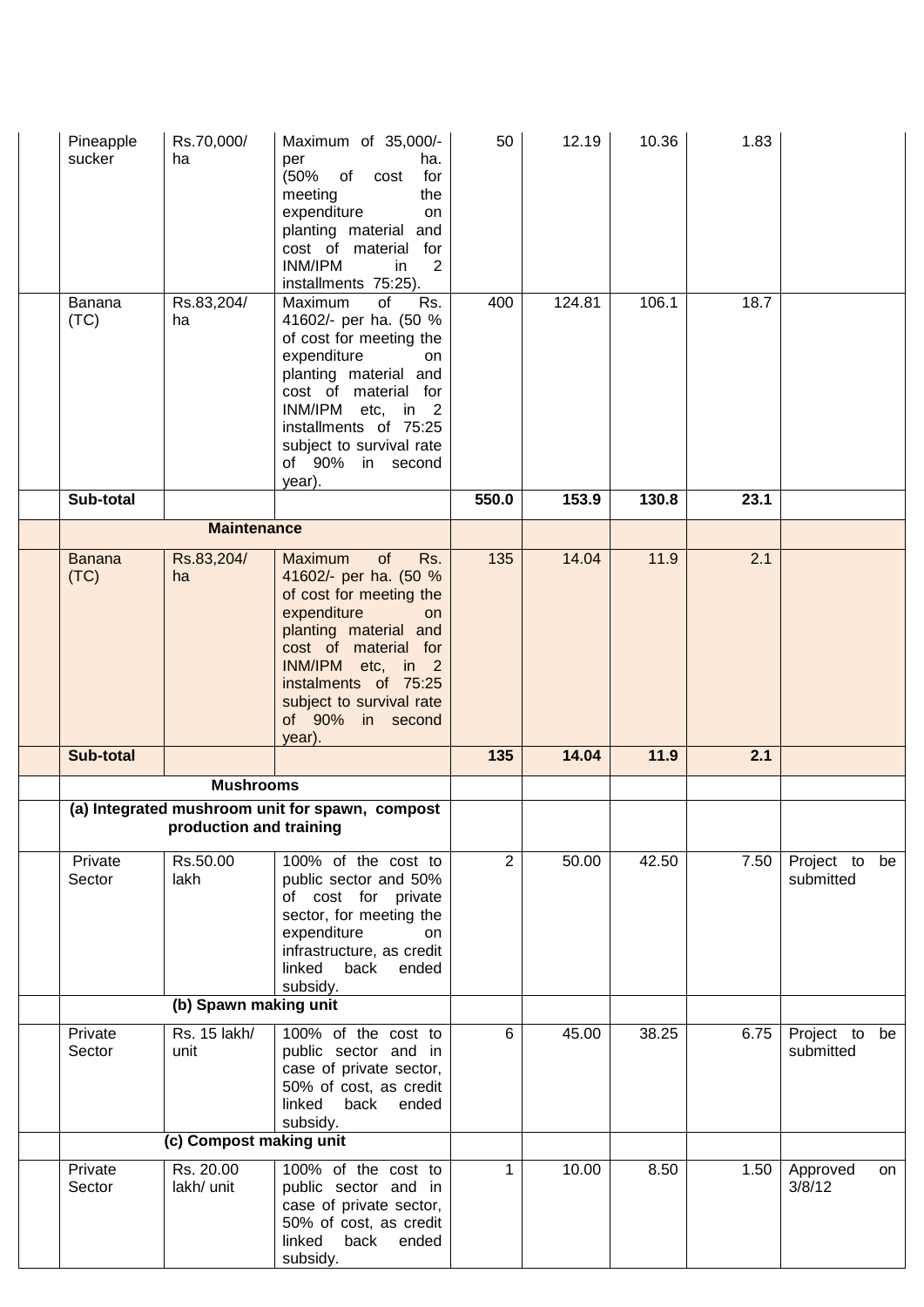|  |  |  |  |  |  |  |  |  |
|---|---|---|---|---|---|---|---|---|
|  | Pineapple sucker | Rs.70,000/ ha | Maximum of 35,000/- per ha. (50% of cost for meeting the expenditure on planting material and cost of material for INM/IPM in 2 installments 75:25). | 50 | 12.19 | 10.36 | 1.83 |  |
|  | Banana (TC) | Rs.83,204/ ha | Maximum of Rs. 41602/- per ha. (50 % of cost for meeting the expenditure on planting material and cost of material for INM/IPM etc, in 2 installments of 75:25 subject to survival rate of 90% in second year). | 400 | 124.81 | 106.1 | 18.7 |  |
|  | **Sub-total** |  |  | **550.0** | **153.9** | **130.8** | **23.1** |  |
|  | **Maintenance** |  |  |  |  |  |  |  |
|  | Banana (TC) | Rs.83,204/ ha | Maximum of Rs. 41602/- per ha. (50 % of cost for meeting the expenditure on planting material and cost of material for INM/IPM etc, in 2 instalments of 75:25 subject to survival rate of 90% in second year). | 135 | 14.04 | 11.9 | 2.1 |  |
|  | **Sub-total** |  |  | **135** | **14.04** | **11.9** | **2.1** |  |
|  | **Mushrooms** |  |  |  |  |  |  |  |
|  | **(a) Integrated mushroom unit for spawn, compost production and training** |  |  |  |  |  |  |  |
|  | Private Sector | Rs.50.00 lakh | 100% of the cost to public sector and 50% of cost for private sector, for meeting the expenditure on infrastructure, as credit linked back ended subsidy. | 2 | 50.00 | 42.50 | 7.50 | Project to be submitted |
|  | **(b) Spawn making unit** |  |  |  |  |  |  |  |
|  | Private Sector | Rs. 15 lakh/ unit | 100% of the cost to public sector and in case of private sector, 50% of cost, as credit linked back ended subsidy. | 6 | 45.00 | 38.25 | 6.75 | Project to be submitted |
|  | **(c) Compost making unit** |  |  |  |  |  |  |  |
|  | Private Sector | Rs. 20.00 lakh/ unit | 100% of the cost to public sector and in case of private sector, 50% of cost, as credit linked back ended subsidy. | 1 | 10.00 | 8.50 | 1.50 | Approved on 3/8/12 |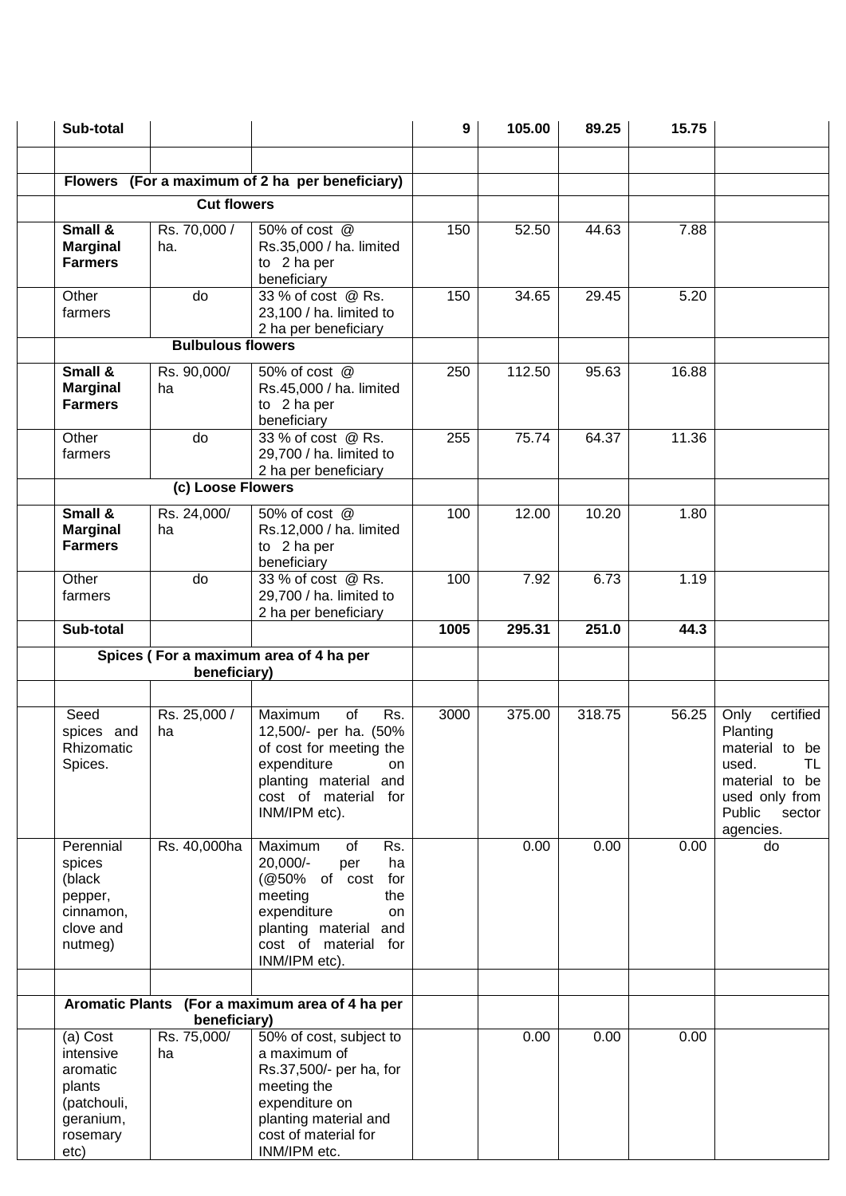| | | | | | | | | |
|---|---|---|---|---|---|---|---|---|
| | **Sub-total** | | | **9** | **105.00** | **89.25** | **15.75** | |
| | | | | | | | | |
| | **Flowers (For a maximum of 2 ha per beneficiary)** | | | | | | | |
| | **Cut flowers** | | | | | | | |
| | **Small & Marginal Farmers** | Rs. 70,000 / ha. | 50% of cost @ Rs.35,000 / ha. limited to 2 ha per beneficiary | 150 | 52.50 | 44.63 | 7.88 | |
| | Other farmers | do | 33 % of cost @ Rs. 23,100 / ha. limited to 2 ha per beneficiary | 150 | 34.65 | 29.45 | 5.20 | |
| | **Bulbulous flowers** | | | | | | | |
| | **Small & Marginal Farmers** | Rs. 90,000/ ha | 50% of cost @ Rs.45,000 / ha. limited to 2 ha per beneficiary | 250 | 112.50 | 95.63 | 16.88 | |
| | Other farmers | do | 33 % of cost @ Rs. 29,700 / ha. limited to 2 ha per beneficiary | 255 | 75.74 | 64.37 | 11.36 | |
| | **(c) Loose Flowers** | | | | | | | |
| | **Small & Marginal Farmers** | Rs. 24,000/ ha | 50% of cost @ Rs.12,000 / ha. limited to 2 ha per beneficiary | 100 | 12.00 | 10.20 | 1.80 | |
| | Other farmers | do | 33 % of cost @ Rs. 29,700 / ha. limited to 2 ha per beneficiary | 100 | 7.92 | 6.73 | 1.19 | |
| | **Sub-total** | | | **1005** | **295.31** | **251.0** | **44.3** | |
| | **Spices ( For a maximum area of 4 ha per beneficiary)** | | | | | | | |
| | | | | | | | | |
| | Seed spices and Rhizomatic Spices. | Rs. 25,000 / ha | Maximum of Rs. 12,500/- per ha. (50% of cost for meeting the expenditure on planting material and cost of material for INM/IPM etc). | 3000 | 375.00 | 318.75 | 56.25 | Only certified Planting material to be used. TL material to be used only from Public sector agencies. |
| | Perennial spices (black pepper, cinnamon, clove and nutmeg) | Rs. 40,000ha | Maximum of Rs. 20,000/- per ha (@50% of cost for meeting the expenditure on planting material and cost of material for INM/IPM etc). | | 0.00 | 0.00 | 0.00 | do |
| | | | | | | | | |
| | **Aromatic Plants (For a maximum area of 4 ha per beneficiary)** | | | | | | | |
| | (a) Cost intensive aromatic plants (patchouli, geranium, rosemary etc) | Rs. 75,000/ ha | 50% of cost, subject to a maximum of Rs.37,500/- per ha, for meeting the expenditure on planting material and cost of material for INM/IPM etc. | | 0.00 | 0.00 | 0.00 | |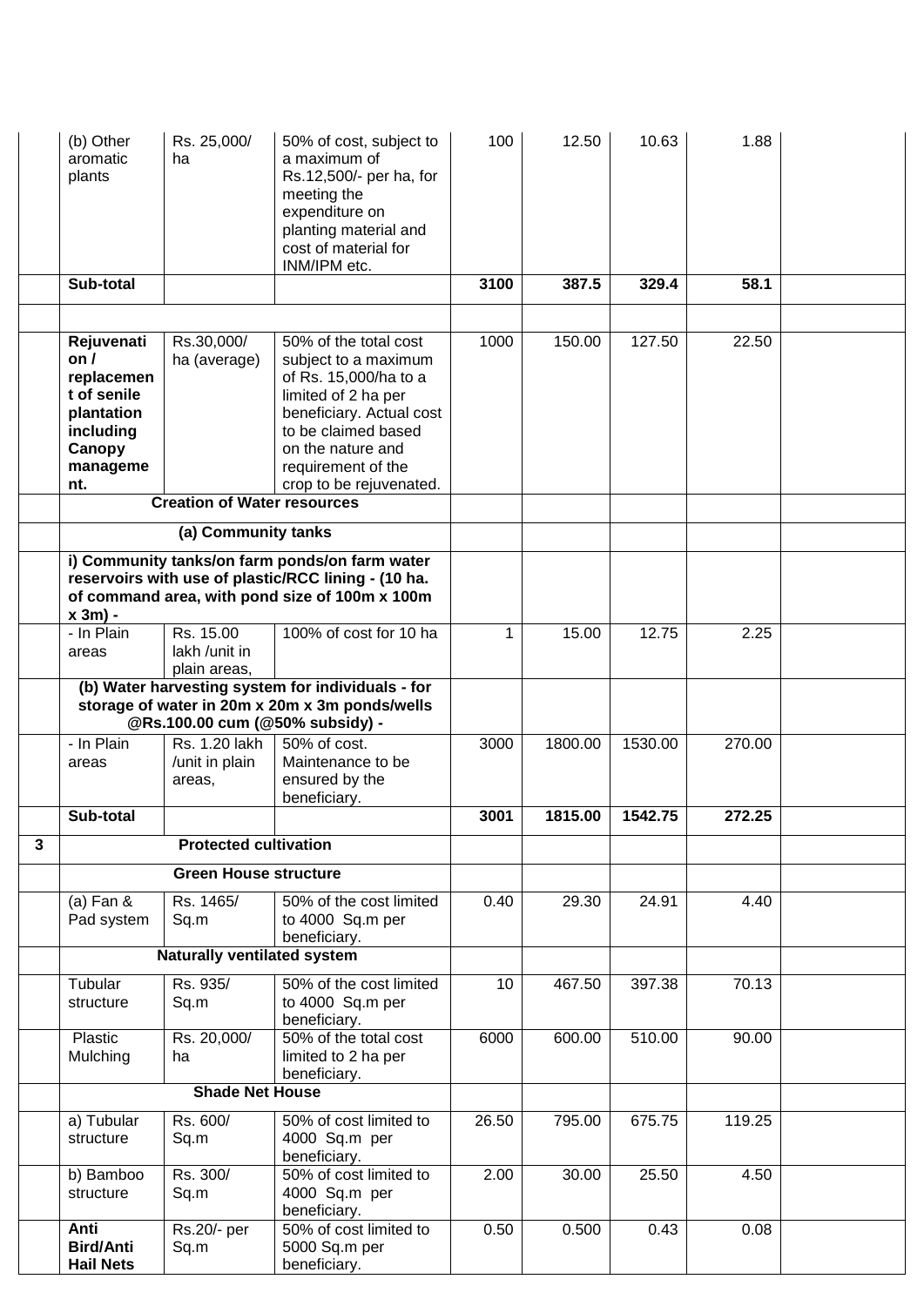| | | | | | | | | |
|---|---|---|---|---|---|---|---|---|
| | (b) Other aromatic plants | Rs. 25,000/ ha | 50% of cost, subject to a maximum of Rs.12,500/- per ha, for meeting the expenditure on planting material and cost of material for INM/IPM etc. | 100 | 12.50 | 10.63 | 1.88 | |
| | **Sub-total** | | | **3100** | **387.5** | **329.4** | **58.1** | |
| | | | | | | | | |
| | **Rejuvenation / replacement of senile plantation including Canopy management.** | Rs.30,000/ ha (average) | 50% of the total cost subject to a maximum of Rs. 15,000/ha to a limited of 2 ha per beneficiary. Actual cost to be claimed based on the nature and requirement of the crop to be rejuvenated. | 1000 | 150.00 | 127.50 | 22.50 | |
| | **Creation of Water resources** | | | | | | | |
| | **(a) Community tanks** | | | | | | | |
| | **i) Community tanks/on farm ponds/on farm water reservoirs with use of plastic/RCC lining - (10 ha. of command area, with pond size of 100m x 100m x 3m) -** | | | | | | | |
| | - In Plain areas | Rs. 15.00 lakh /unit in plain areas, | 100% of cost for 10 ha | 1 | 15.00 | 12.75 | 2.25 | |
| | **(b) Water harvesting system for individuals - for storage of water in 20m x 20m x 3m ponds/wells @Rs.100.00 cum (@50% subsidy) -** | | | | | | | |
| | - In Plain areas | Rs. 1.20 lakh /unit in plain areas, | 50% of cost. Maintenance to be ensured by the beneficiary. | 3000 | 1800.00 | 1530.00 | 270.00 | |
| | **Sub-total** | | | **3001** | **1815.00** | **1542.75** | **272.25** | |
| **3** | **Protected cultivation** | | | | | | | |
| | **Green House structure** | | | | | | | |
| | (a) Fan & Pad system | Rs. 1465/ Sq.m | 50% of the cost limited to 4000 Sq.m per beneficiary. | 0.40 | 29.30 | 24.91 | 4.40 | |
| | **Naturally ventilated system** | | | | | | | |
| | Tubular structure | Rs. 935/ Sq.m | 50% of the cost limited to 4000 Sq.m per beneficiary. | 10 | 467.50 | 397.38 | 70.13 | |
| | Plastic Mulching | Rs. 20,000/ ha | 50% of the total cost limited to 2 ha per beneficiary. | 6000 | 600.00 | 510.00 | 90.00 | |
| | **Shade Net House** | | | | | | | |
| | a) Tubular structure | Rs. 600/ Sq.m | 50% of cost limited to 4000 Sq.m per beneficiary. | 26.50 | 795.00 | 675.75 | 119.25 | |
| | b) Bamboo structure | Rs. 300/ Sq.m | 50% of cost limited to 4000 Sq.m per beneficiary. | 2.00 | 30.00 | 25.50 | 4.50 | |
| | **Anti Bird/Anti Hail Nets** | Rs.20/- per Sq.m | 50% of cost limited to 5000 Sq.m per beneficiary. | 0.50 | 0.500 | 0.43 | 0.08 | |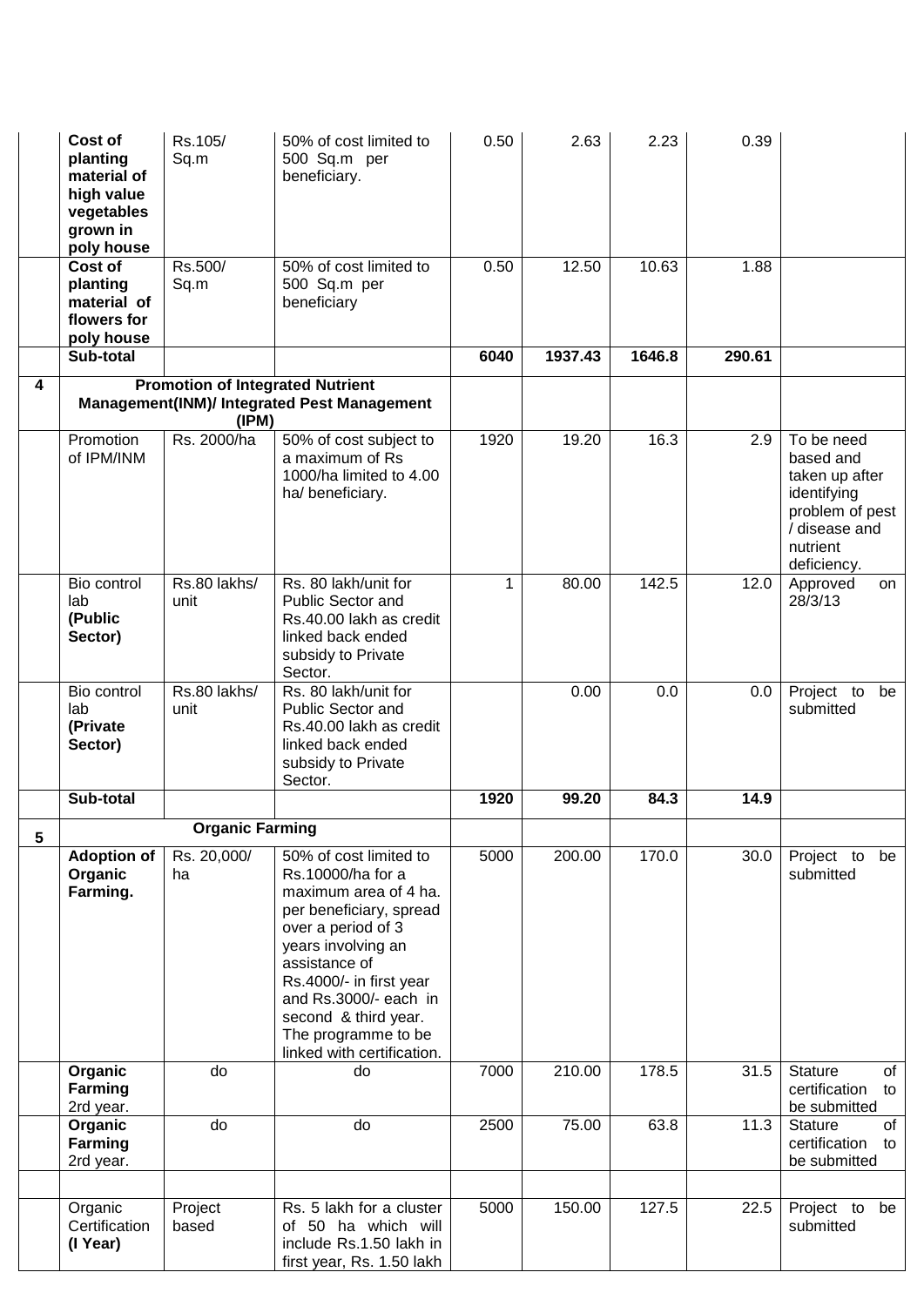| | | | | | | | | |
|---|---|---|---|---|---|---|---|---|
| | **Cost of planting material of high value vegetables grown in poly house** | Rs.105/ Sq.m | 50% of cost limited to 500 Sq.m per beneficiary. | 0.50 | 2.63 | 2.23 | 0.39 | |
| | **Cost of planting material of flowers for poly house** | Rs.500/ Sq.m | 50% of cost limited to 500 Sq.m per beneficiary | 0.50 | 12.50 | 10.63 | 1.88 | |
| | **Sub-total** | | | **6040** | **1937.43** | **1646.8** | **290.61** | |
| **4** | **Promotion of Integrated Nutrient Management(INM)/ Integrated Pest Management (IPM)** | | | | | | | |
| | Promotion of IPM/INM | Rs. 2000/ha | 50% of cost subject to a maximum of Rs 1000/ha limited to 4.00 ha/ beneficiary. | 1920 | 19.20 | 16.3 | 2.9 | To be need based and taken up after identifying problem of pest / disease and nutrient deficiency. |
| | Bio control lab **(Public Sector)** | Rs.80 lakhs/ unit | Rs. 80 lakh/unit for Public Sector and Rs.40.00 lakh as credit linked back ended subsidy to Private Sector. | 1 | 80.00 | 142.5 | 12.0 | Approved on 28/3/13 |
| | Bio control lab **(Private Sector)** | Rs.80 lakhs/ unit | Rs. 80 lakh/unit for Public Sector and Rs.40.00 lakh as credit linked back ended subsidy to Private Sector. | | 0.00 | 0.0 | 0.0 | Project to be submitted |
| | **Sub-total** | | | **1920** | **99.20** | **84.3** | **14.9** | |
| **5** | **Organic Farming** | | | | | | | |
| | **Adoption of Organic Farming.** | Rs. 20,000/ ha | 50% of cost limited to Rs.10000/ha for a maximum area of 4 ha. per beneficiary, spread over a period of 3 years involving an assistance of Rs.4000/- in first year and Rs.3000/- each in second & third year. The programme to be linked with certification. | 5000 | 200.00 | 170.0 | 30.0 | Project to be submitted |
| | **Organic Farming** 2rd year. | do | do | 7000 | 210.00 | 178.5 | 31.5 | Stature of certification to be submitted |
| | **Organic Farming** 2rd year. | do | do | 2500 | 75.00 | 63.8 | 11.3 | Stature of certification to be submitted |
| | | | | | | | | |
| | Organic Certification **(I Year)** | Project based | Rs. 5 lakh for a cluster of 50 ha which will include Rs.1.50 lakh in first year, Rs. 1.50 lakh | 5000 | 150.00 | 127.5 | 22.5 | Project to be submitted |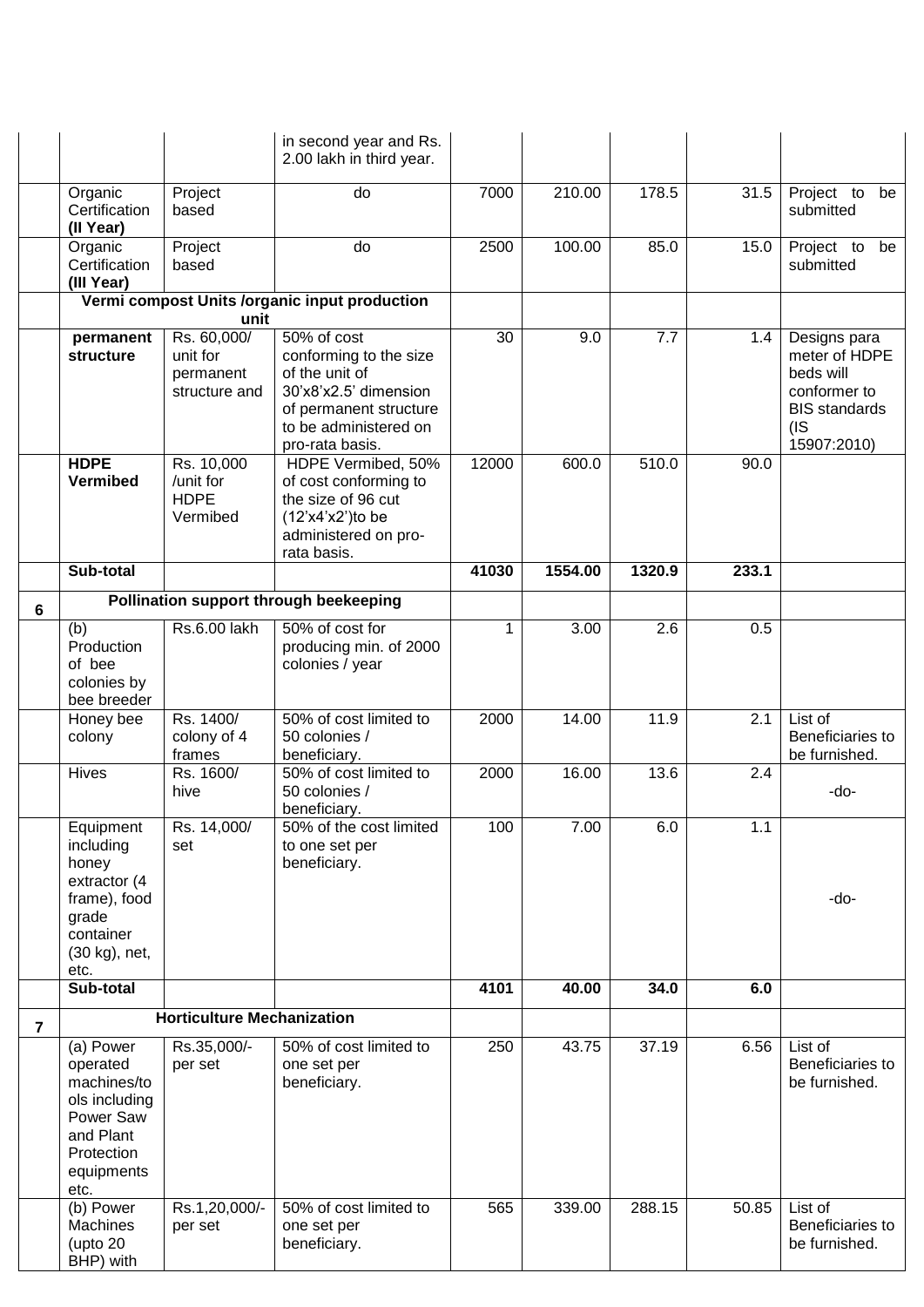| | | | in second year and Rs. 2.00 lakh in third year. | | | | | |
|---|---|---|---|---|---|---|---|---|
| | Organic Certification **(II Year)** | Project based | do | 7000 | 210.00 | 178.5 | 31.5 | Project to be submitted |
| | Organic Certification **(III Year)** | Project based | do | 2500 | 100.00 | 85.0 | 15.0 | Project to be submitted |
| | **Vermi compost Units /organic input production unit** | | | | | | | |
| | **permanent structure** | Rs. 60,000/ unit for permanent structure and | 50% of cost conforming to the size of the unit of 30'x8'x2.5' dimension of permanent structure to be administered on pro-rata basis. | 30 | 9.0 | 7.7 | 1.4 | Designs para meter of HDPE beds will conformer to BIS standards (IS 15907:2010) |
| | **HDPE Vermibed** | Rs. 10,000 /unit for HDPE Vermibed | HDPE Vermibed, 50% of cost conforming to the size of 96 cut (12'x4'x2')to be administered on pro-rata basis. | 12000 | 600.0 | 510.0 | 90.0 | |
| | **Sub-total** | | | **41030** | **1554.00** | **1320.9** | **233.1** | |
| **6** | **Pollination support through beekeeping** | | | | | | | |
| | (b) Production of bee colonies by bee breeder | Rs.6.00 lakh | 50% of cost for producing min. of 2000 colonies / year | 1 | 3.00 | 2.6 | 0.5 | |
| | Honey bee colony | Rs. 1400/ colony of 4 frames | 50% of cost limited to 50 colonies / beneficiary. | 2000 | 14.00 | 11.9 | 2.1 | List of Beneficiaries to be furnished. |
| | Hives | Rs. 1600/ hive | 50% of cost limited to 50 colonies / beneficiary. | 2000 | 16.00 | 13.6 | 2.4 | -do- |
| | Equipment including honey extractor (4 frame), food grade container (30 kg), net, etc. | Rs. 14,000/ set | 50% of the cost limited to one set per beneficiary. | 100 | 7.00 | 6.0 | 1.1 | -do- |
| | **Sub-total** | | | **4101** | **40.00** | **34.0** | **6.0** | |
| **7** | **Horticulture Mechanization** | | | | | | | |
| | (a) Power operated machines/tools including Power Saw and Plant Protection equipments etc. | Rs.35,000/- per set | 50% of cost limited to one set per beneficiary. | 250 | 43.75 | 37.19 | 6.56 | List of Beneficiaries to be furnished. |
| | (b) Power Machines (upto 20 BHP) with | Rs.1,20,000/- per set | 50% of cost limited to one set per beneficiary. | 565 | 339.00 | 288.15 | 50.85 | List of Beneficiaries to be furnished. |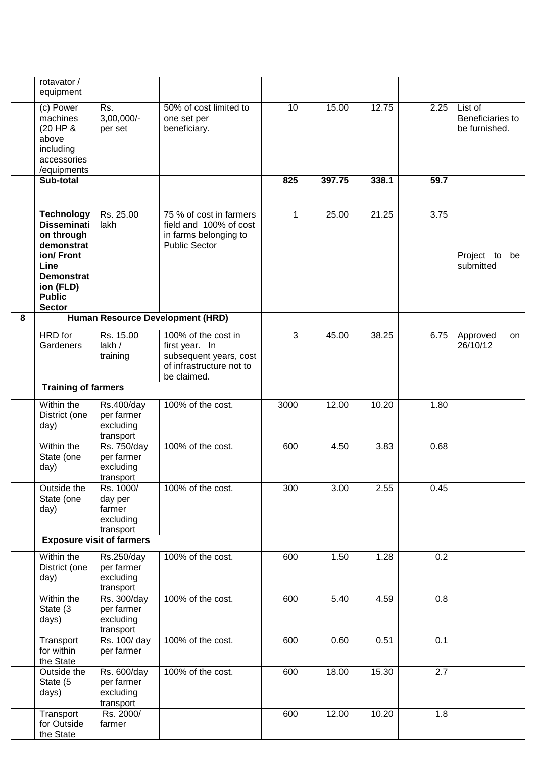|  |  |  |  |  |  |  |  |  |
|---|---|---|---|---|---|---|---|---|
|  | rotavator / equipment |  |  |  |  |  |  |  |
|  | (c) Power machines (20 HP & above including accessories /equipments | Rs. 3,00,000/- per set | 50% of cost limited to one set per beneficiary. | 10 | 15.00 | 12.75 | 2.25 | List of Beneficiaries to be furnished. |
|  | **Sub-total** |  |  | **825** | **397.75** | **338.1** | **59.7** |  |
|  |  |  |  |  |  |  |  |  |
|  | **Technology Dissemination through demonstration/ Front Line Demonstration (FLD) Public Sector** | Rs. 25.00 lakh | 75 % of cost in farmers field and 100% of cost in farms belonging to Public Sector | 1 | 25.00 | 21.25 | 3.75 | Project to be submitted |
| **8** | **Human Resource Development (HRD)** |  |  |  |  |  |  |  |
|  | HRD for Gardeners | Rs. 15.00 lakh / training | 100% of the cost in first year. In subsequent years, cost of infrastructure not to be claimed. | 3 | 45.00 | 38.25 | 6.75 | Approved on 26/10/12 |
|  | **Training of farmers** |  |  |  |  |  |  |  |
|  | Within the District (one day) | Rs.400/day per farmer excluding transport | 100% of the cost. | 3000 | 12.00 | 10.20 | 1.80 |  |
|  | Within the State (one day) | Rs. 750/day per farmer excluding transport | 100% of the cost. | 600 | 4.50 | 3.83 | 0.68 |  |
|  | Outside the State (one day) | Rs. 1000/ day per farmer excluding transport | 100% of the cost. | 300 | 3.00 | 2.55 | 0.45 |  |
|  | **Exposure visit of farmers** |  |  |  |  |  |  |  |
|  | Within the District (one day) | Rs.250/day per farmer excluding transport | 100% of the cost. | 600 | 1.50 | 1.28 | 0.2 |  |
|  | Within the State (3 days) | Rs. 300/day per farmer excluding transport | 100% of the cost. | 600 | 5.40 | 4.59 | 0.8 |  |
|  | Transport for within the State | Rs. 100/ day per farmer | 100% of the cost. | 600 | 0.60 | 0.51 | 0.1 |  |
|  | Outside the State (5 days) | Rs. 600/day per farmer excluding transport | 100% of the cost. | 600 | 18.00 | 15.30 | 2.7 |  |
|  | Transport for Outside the State | Rs. 2000/ farmer |  | 600 | 12.00 | 10.20 | 1.8 |  |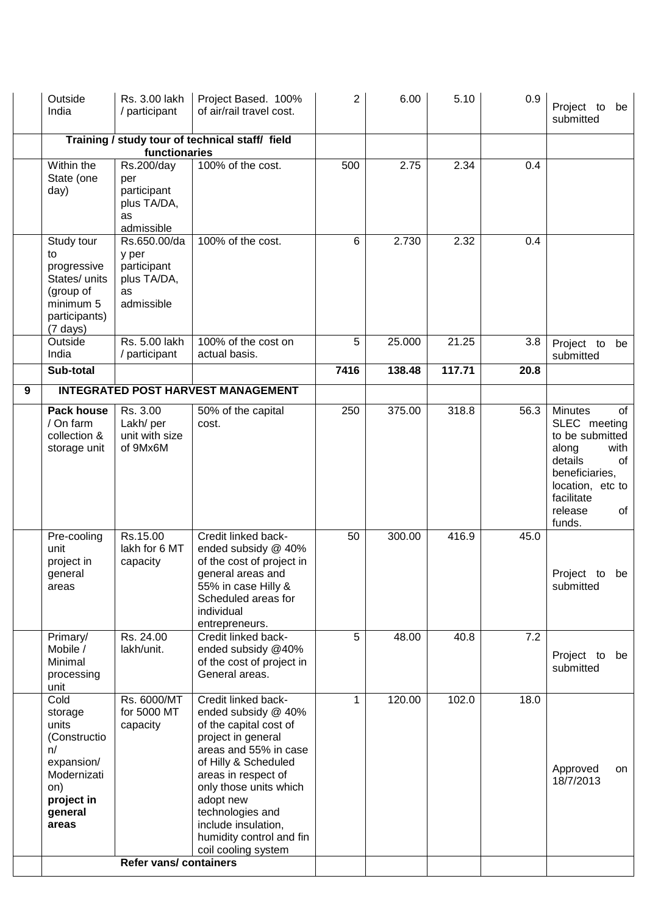| | | | | | | | | |
|---|---|---|---|---|---|---|---|---|
| | Outside India | Rs. 3.00 lakh / participant | Project Based. 100% of air/rail travel cost. | 2 | 6.00 | 5.10 | 0.9 | Project to be submitted |
| | **Training / study tour of technical staff/ field functionaries** | | | | | | | |
| | Within the State (one day) | Rs.200/day per participant plus TA/DA, as admissible | 100% of the cost. | 500 | 2.75 | 2.34 | 0.4 | |
| | Study tour to progressive States/ units (group of minimum 5 participants) (7 days) | Rs.650.00/day per participant plus TA/DA, as admissible | 100% of the cost. | 6 | 2.730 | 2.32 | 0.4 | |
| | Outside India | Rs. 5.00 lakh / participant | 100% of the cost on actual basis. | 5 | 25.000 | 21.25 | 3.8 | Project to be submitted |
| | **Sub-total** | | | **7416** | **138.48** | **117.71** | **20.8** | |
| **9** | **INTEGRATED POST HARVEST MANAGEMENT** | | | | | | | |
| | **Pack house / On farm collection & storage unit** | Rs. 3.00 Lakh/ per unit with size of 9Mx6M | 50% of the capital cost. | 250 | 375.00 | 318.8 | 56.3 | Minutes of SLEC meeting to be submitted along with details of beneficiaries, location, etc to facilitate release of funds. |
| | Pre-cooling unit project in general areas | Rs.15.00 lakh for 6 MT capacity | Credit linked back-ended subsidy @ 40% of the cost of project in general areas and 55% in case Hilly & Scheduled areas for individual entrepreneurs. | 50 | 300.00 | 416.9 | 45.0 | Project to be submitted |
| | Primary/ Mobile / Minimal processing unit | Rs. 24.00 lakh/unit. | Credit linked back-ended subsidy @40% of the cost of project in General areas. | 5 | 48.00 | 40.8 | 7.2 | Project to be submitted |
| | Cold storage units (Construction/ expansion/ Modernization) **project in general areas** | Rs. 6000/MT for 5000 MT capacity | Credit linked back-ended subsidy @ 40% of the capital cost of project in general areas and 55% in case of Hilly & Scheduled areas in respect of only those units which adopt new technologies and include insulation, humidity control and fin coil cooling system | 1 | 120.00 | 102.0 | 18.0 | Approved on 18/7/2013 |
| | **Refer vans/ containers** | | | | | | | |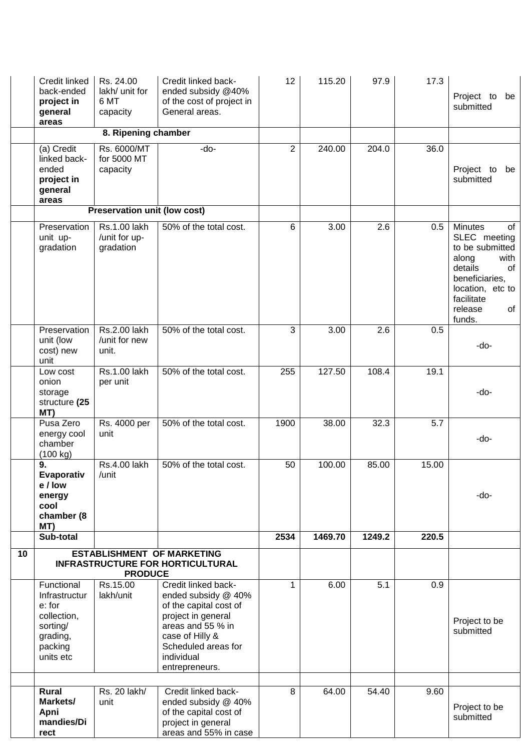| | | | | | | | | |
|---|---|---|---|---|---|---|---|---|
| | Credit linked back-ended **project in general areas** | Rs. 24.00 lakh/ unit for 6 MT capacity | Credit linked back-ended subsidy @40% of the cost of project in General areas. | 12 | 115.20 | 97.9 | 17.3 | Project to be submitted |
| | **8. Ripening chamber** | | | | | | | |
| | (a) Credit linked back-ended **project in general areas** | Rs. 6000/MT for 5000 MT capacity | -do- | 2 | 240.00 | 204.0 | 36.0 | Project to be submitted |
| | **Preservation unit (low cost)** | | | | | | | |
| | Preservation unit up-gradation | Rs.1.00 lakh /unit for up-gradation | 50% of the total cost. | 6 | 3.00 | 2.6 | 0.5 | Minutes of SLEC meeting to be submitted along with details of beneficiaries, location, etc to facilitate release of funds. |
| | Preservation unit (low cost) new unit | Rs.2.00 lakh /unit for new unit. | 50% of the total cost. | 3 | 3.00 | 2.6 | 0.5 | -do- |
| | Low cost onion storage structure **(25 MT)** | Rs.1.00 lakh per unit | 50% of the total cost. | 255 | 127.50 | 108.4 | 19.1 | -do- |
| | Pusa Zero energy cool chamber (100 kg) | Rs. 4000 per unit | 50% of the total cost. | 1900 | 38.00 | 32.3 | 5.7 | -do- |
| | **9. Evaporative / low energy cool chamber (8 MT)** | Rs.4.00 lakh /unit | 50% of the total cost. | 50 | 100.00 | 85.00 | 15.00 | -do- |
| | **Sub-total** | | | **2534** | **1469.70** | **1249.2** | **220.5** | |
| **10** | **ESTABLISHMENT OF MARKETING INFRASTRUCTURE FOR HORTICULTURAL PRODUCE** | | | | | | | |
| | Functional Infrastructure: for collection, sorting/ grading, packing units etc | Rs.15.00 lakh/unit | Credit linked back-ended subsidy @ 40% of the capital cost of project in general areas and 55 % in case of Hilly & Scheduled areas for individual entrepreneurs. | 1 | 6.00 | 5.1 | 0.9 | Project to be submitted |
| | | | | | | | | |
| | **Rural Markets/ Apni mandies/Direct** | Rs. 20 lakh/ unit | Credit linked back-ended subsidy @ 40% of the capital cost of project in general areas and 55% in case | 8 | 64.00 | 54.40 | 9.60 | Project to be submitted |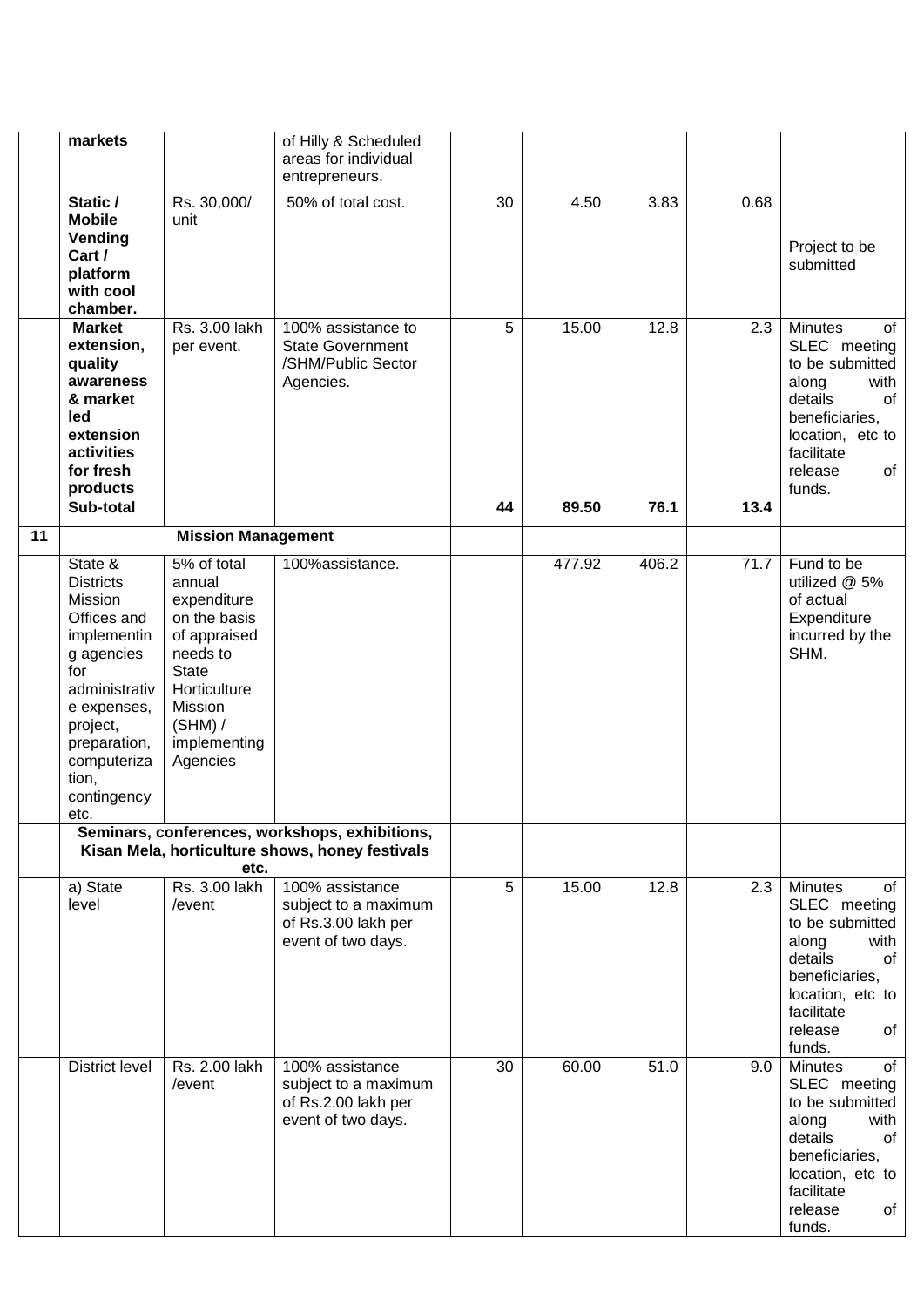| | | | | | | | | |
|---|---|---|---|---|---|---|---|---|
| | **markets** | | of Hilly & Scheduled areas for individual entrepreneurs. | | | | | |
| | **Static / Mobile Vending Cart / platform with cool chamber.** | Rs. 30,000/ unit | 50% of total cost. | 30 | 4.50 | 3.83 | 0.68 | Project to be submitted |
| | **Market extension, quality awareness & market led extension activities for fresh products** | Rs. 3.00 lakh per event. | 100% assistance to State Government /SHM/Public Sector Agencies. | 5 | 15.00 | 12.8 | 2.3 | Minutes of SLEC meeting to be submitted along with details of beneficiaries, location, etc to facilitate release of funds. |
| | **Sub-total** | | | **44** | **89.50** | **76.1** | **13.4** | |
| **11** | **Mission Management** | | | | | | | |
| | State & Districts Mission Offices and implementing agencies for administrative expenses, project, preparation, computerization, contingency etc. | 5% of total annual expenditure on the basis of appraised needs to State Horticulture Mission (SHM) / implementing Agencies | 100%assistance. | | 477.92 | 406.2 | 71.7 | Fund to be utilized @ 5% of actual Expenditure incurred by the SHM. |
| | **Seminars, conferences, workshops, exhibitions, Kisan Mela, horticulture shows, honey festivals etc.** | | | | | | | |
| | a) State level | Rs. 3.00 lakh /event | 100% assistance subject to a maximum of Rs.3.00 lakh per event of two days. | 5 | 15.00 | 12.8 | 2.3 | Minutes of SLEC meeting to be submitted along with details of beneficiaries, location, etc to facilitate release of funds. |
| | District level | Rs. 2.00 lakh /event | 100% assistance subject to a maximum of Rs.2.00 lakh per event of two days. | 30 | 60.00 | 51.0 | 9.0 | Minutes of SLEC meeting to be submitted along with details of beneficiaries, location, etc to facilitate release of funds. |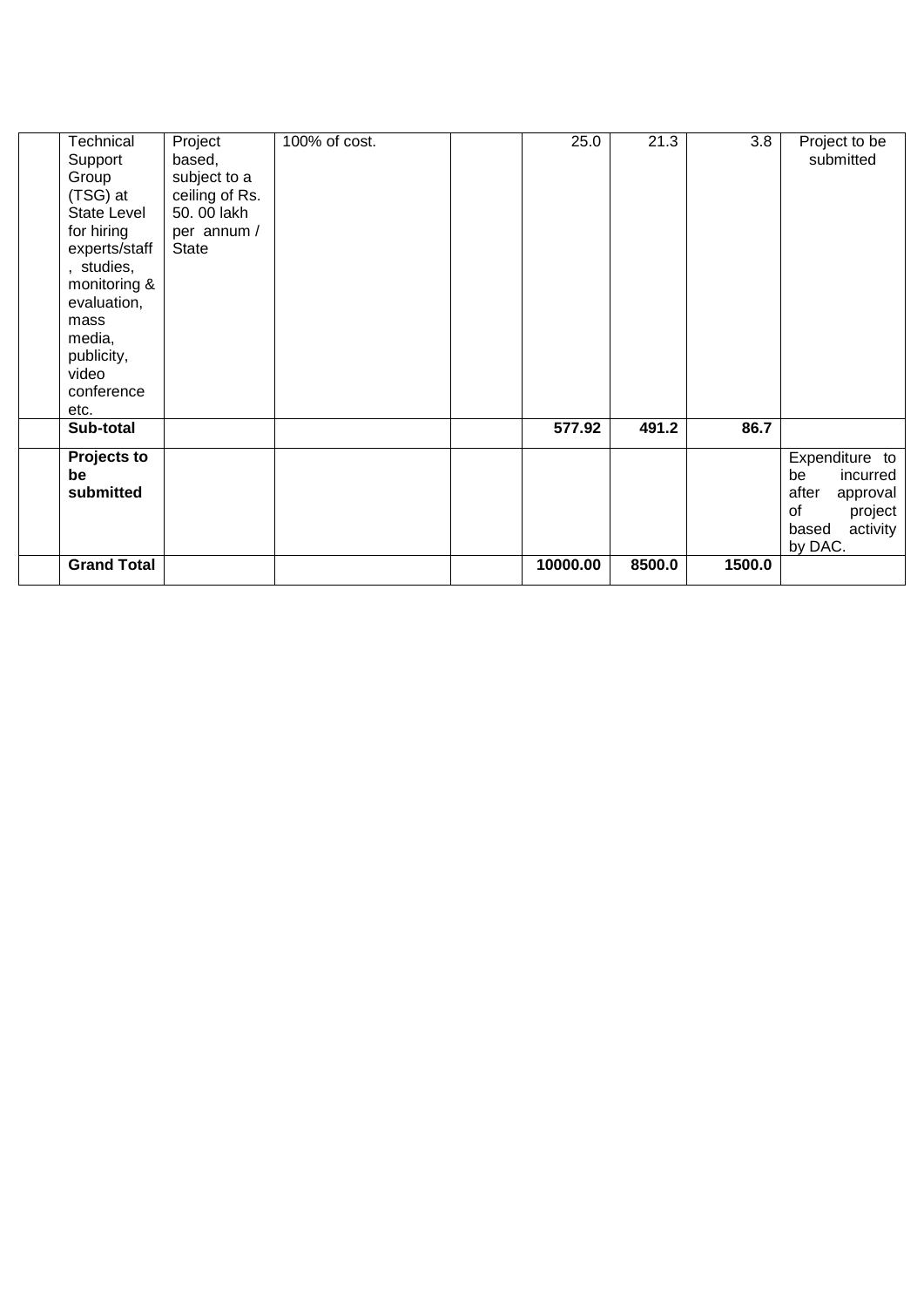| | | | | | | | | |
|---|---|---|---|---|---|---|---|---|
| | Technical Support Group (TSG) at State Level for hiring experts/staff , studies, monitoring & evaluation, mass media, publicity, video conference etc. | Project based, subject to a ceiling of Rs. 50. 00 lakh per annum / State | 100% of cost. | | 25.0 | 21.3 | 3.8 | Project to be submitted |
| | **Sub-total** | | | | **577.92** | **491.2** | **86.7** | |
| | **Projects to be submitted** | | | | | | | Expenditure to be incurred after approval of project based activity by DAC. |
| | **Grand Total** | | | | **10000.00** | **8500.0** | **1500.0** | |